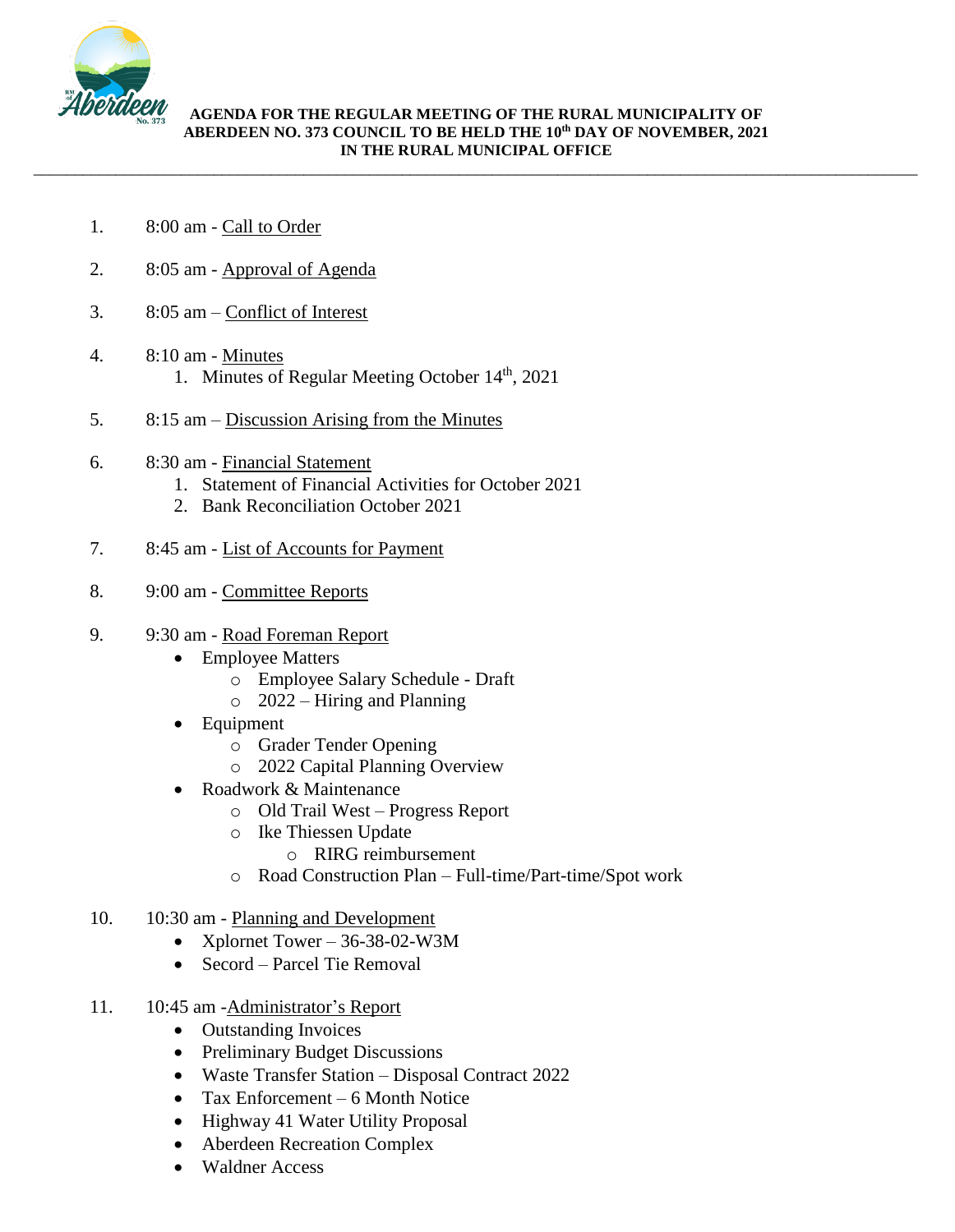**AGENDA FOR THE REGULAR MEETING OF THE RURAL MUNICIPALITY OF ABERDEEN NO. 373 COUNCIL TO BE HELD THE 10th DAY OF NOVEMBER, 2021 IN THE RURAL MUNICIPAL OFFICE**

---

1. 8:00 am - Call to Order

2. 8:05 am - Approval of Agenda

3. 8:05 am – Conflict of Interest

4. 8:10 am - Minutes
   1. Minutes of Regular Meeting October 14th, 2021

5. 8:15 am – Discussion Arising from the Minutes

6. 8:30 am - Financial Statement
   1. Statement of Financial Activities for October 2021
   2. Bank Reconciliation October 2021

7. 8:45 am - List of Accounts for Payment

8. 9:00 am - Committee Reports

9. 9:30 am - Road Foreman Report
   - Employee Matters
     - Employee Salary Schedule - Draft
     - 2022 – Hiring and Planning
   - Equipment
     - Grader Tender Opening
     - 2022 Capital Planning Overview
   - Roadwork & Maintenance
     - Old Trail West – Progress Report
     - Ike Thiessen Update
       - RIRG reimbursement
     - Road Construction Plan – Full-time/Part-time/Spot work

10. 10:30 am - Planning and Development
    - Xplornet Tower – 36-38-02-W3M
    - Secord – Parcel Tie Removal

11. 10:45 am -Administrator's Report
    - Outstanding Invoices
    - Preliminary Budget Discussions
    - Waste Transfer Station – Disposal Contract 2022
    - Tax Enforcement – 6 Month Notice
    - Highway 41 Water Utility Proposal
    - Aberdeen Recreation Complex
    - Waldner Access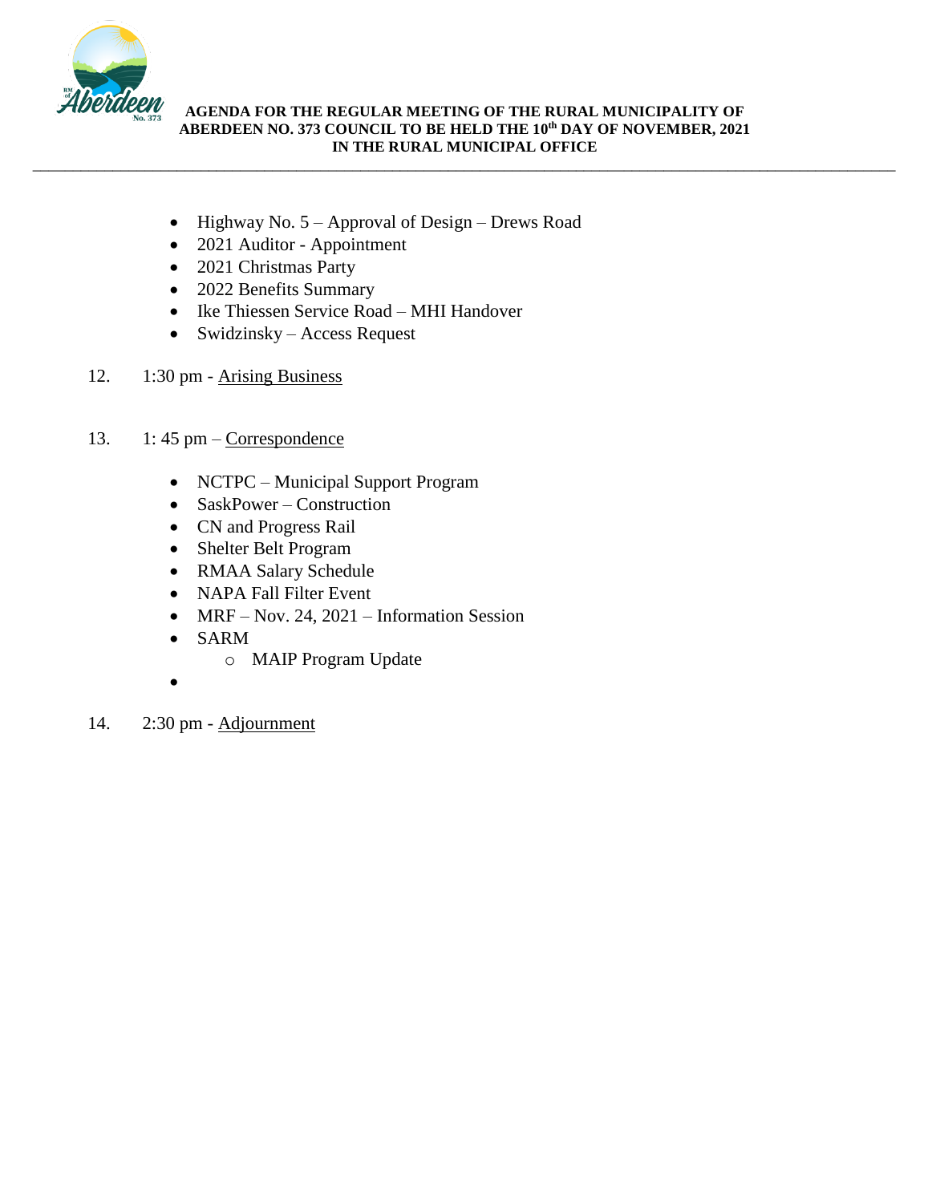**AGENDA FOR THE REGULAR MEETING OF THE RURAL MUNICIPALITY OF ABERDEEN NO. 373 COUNCIL TO BE HELD THE 10th DAY OF NOVEMBER, 2021 IN THE RURAL MUNICIPAL OFFICE**

- Highway No. 5 – Approval of Design – Drews Road
- 2021 Auditor - Appointment
- 2021 Christmas Party
- 2022 Benefits Summary
- Ike Thiessen Service Road – MHI Handover
- Swidzinsky – Access Request

12. 1:30 pm - Arising Business

13. 1: 45 pm – Correspondence

- NCTPC – Municipal Support Program
- SaskPower – Construction
- CN and Progress Rail
- Shelter Belt Program
- RMAA Salary Schedule
- NAPA Fall Filter Event
- MRF – Nov. 24, 2021 – Information Session
- SARM
  - MAIP Program Update
-

14. 2:30 pm - Adjournment